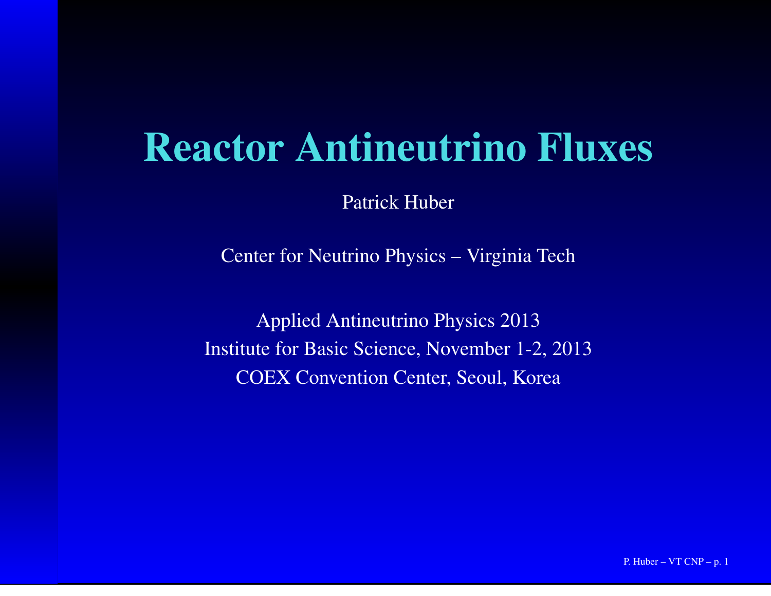# Reactor Antineutrino Fluxes

Patrick Huber

Center for Neutrino Physics – Virginia Tech

Applied Antineutrino Physics 2013
Institute for Basic Science, November 1-2, 2013
COEX Convention Center, Seoul, Korea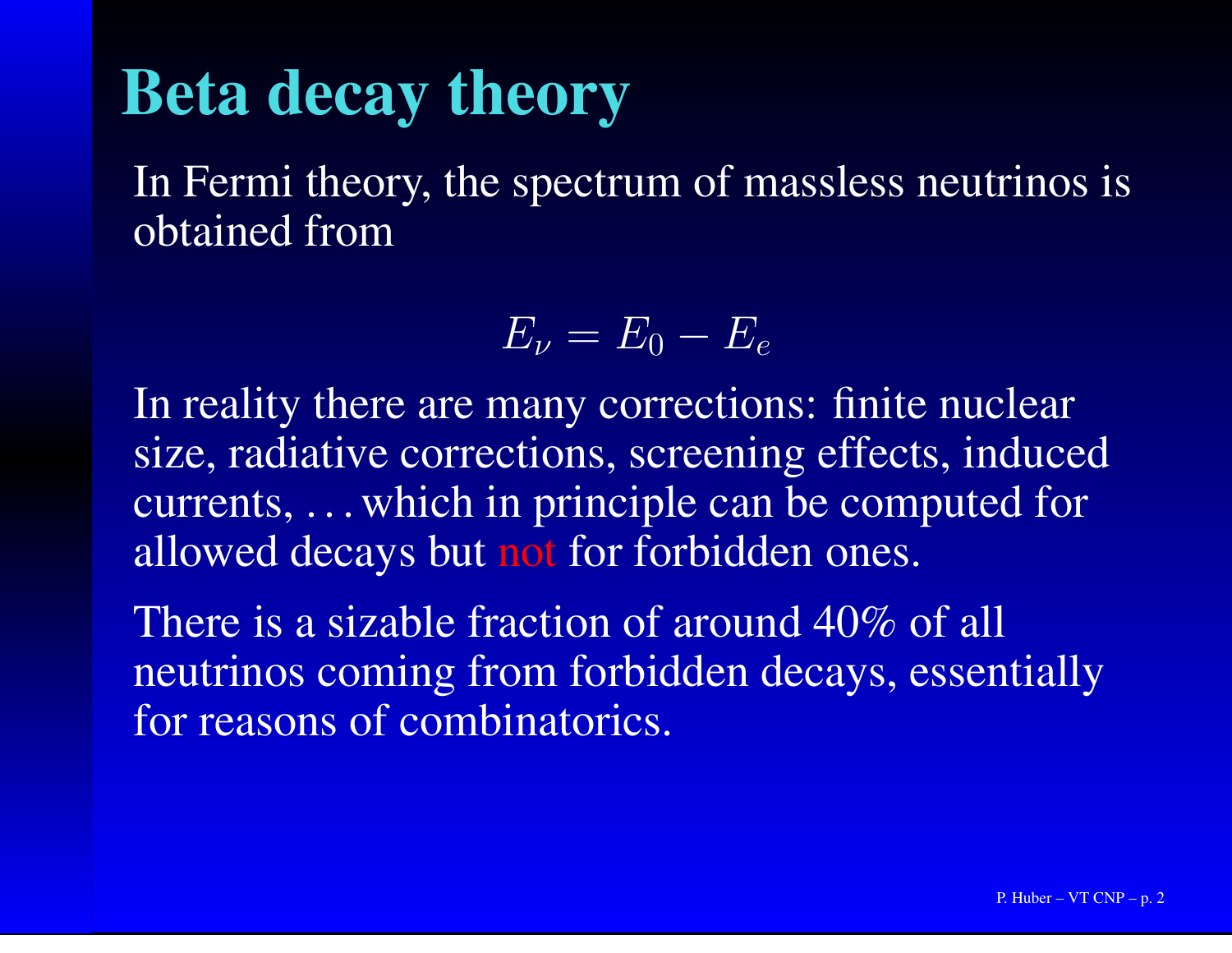# Beta decay theory

In Fermi theory, the spectrum of massless neutrinos is obtained from

$$E_\nu = E_0 - E_e$$

In reality there are many corrections: finite nuclear size, radiative corrections, screening effects, induced currents, … which in principle can be computed for allowed decays but not for forbidden ones.

There is a sizable fraction of around 40% of all neutrinos coming from forbidden decays, essentially for reasons of combinatorics.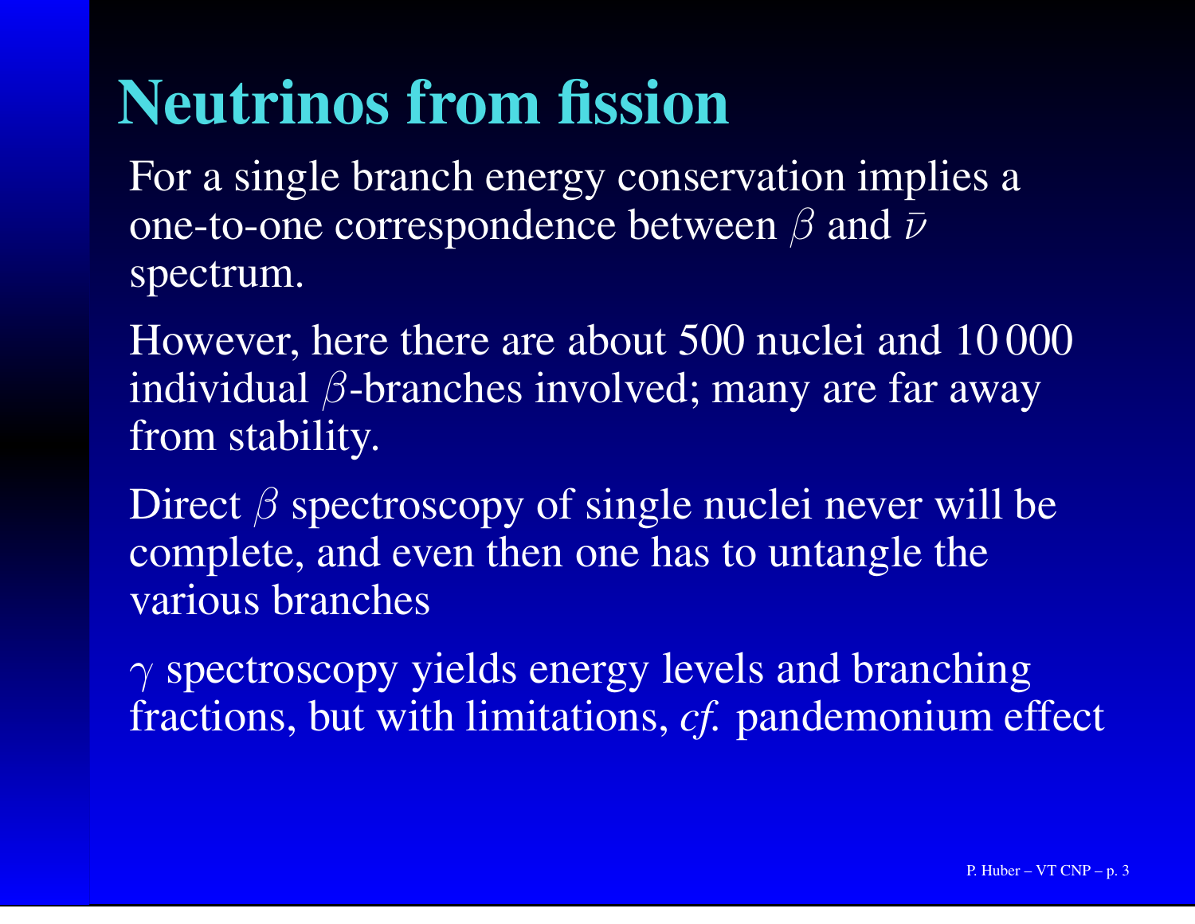# Neutrinos from fission

For a single branch energy conservation implies a one-to-one correspondence between $\beta$ and $\bar{\nu}$ spectrum.

However, here there are about 500 nuclei and 10 000 individual $\beta$-branches involved; many are far away from stability.

Direct $\beta$ spectroscopy of single nuclei never will be complete, and even then one has to untangle the various branches

$\gamma$ spectroscopy yields energy levels and branching fractions, but with limitations, *cf.* pandemonium effect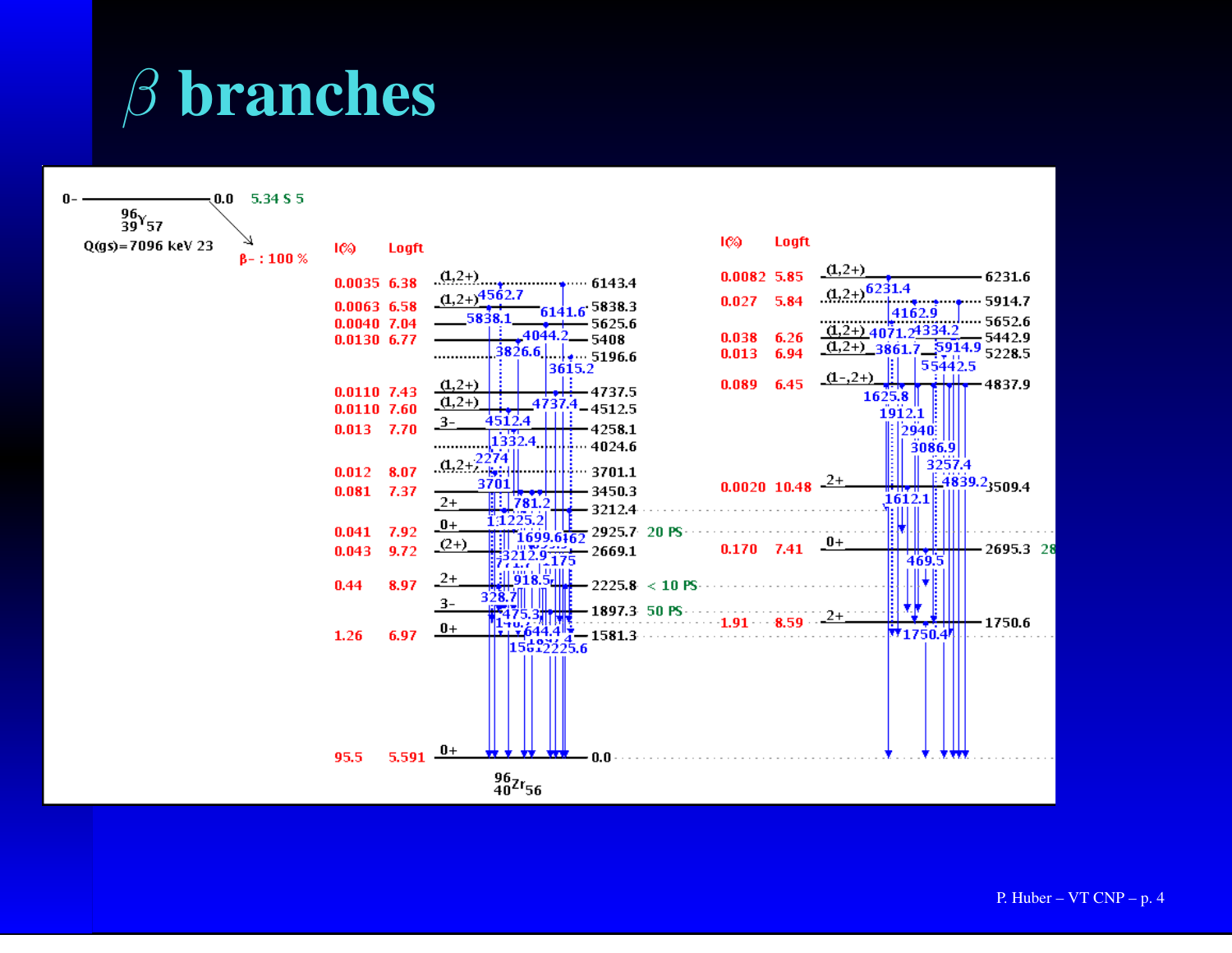# $\beta$ branches

$^{96}_{39}Y_{57}$: $0-$, 0.0, 5.34 S 5

Q(gs)=7096 keV 23

β- : 100 %

Daughter: $^{96}_{40}Zr_{56}$

| Level (keV) | Spin | I(%) | Logft | Half-life |
|---|---|---|---|---|
| 6231.6 | (1,2+) | 0.0082 | 5.85 | |
| 6143.4 | (1,2+) | 0.0035 | 6.38 | |
| 5914.7 | (1,2+) | 0.027 | 5.84 | |
| 5838.3 | (1,2+) | 0.0063 | 6.58 | |
| 5652.6 | | | | |
| 5625.6 | | 0.0040 | 7.04 | |
| 5442.9 | (1,2+) | 0.038 | 6.26 | |
| 5408 | | 0.0130 | 6.77 | |
| 5228.5 | (1,2+) | 0.013 | 6.94 | |
| 5196.6 | | | | |
| 4837.9 | (1-,2+) | 0.089 | 6.45 | |
| 4737.5 | (1,2+) | 0.0110 | 7.43 | |
| 4512.5 | (1,2+) | 0.0110 | 7.60 | |
| 4258.1 | 3- | 0.013 | 7.70 | |
| 4024.6 | | | | |
| 3701.1 | (1,2+) | 0.012 | 8.07 | |
| 3509.4 | 2+ | 0.0020 | 10.48 | |
| 3450.3 | | 0.081 | 7.37 | |
| 3212.4 | 2+ | | | |
| 2925.7 | 0+ | 0.041 | 7.92 | 20 PS |
| 2695.3 | 0+ | 0.170 | 7.41 | |
| 2669.1 | (2+) | 0.043 | 9.72 | |
| 2225.8 | 2+ | 0.44 | 8.97 | < 10 PS |
| 1897.3 | 3- | | | 50 PS |
| 1750.6 | 2+ | 1.91 | 8.59 | |
| 1581.3 | 0+ | 1.26 | 6.97 | |
| 0.0 | 0+ | 95.5 | 5.591 | |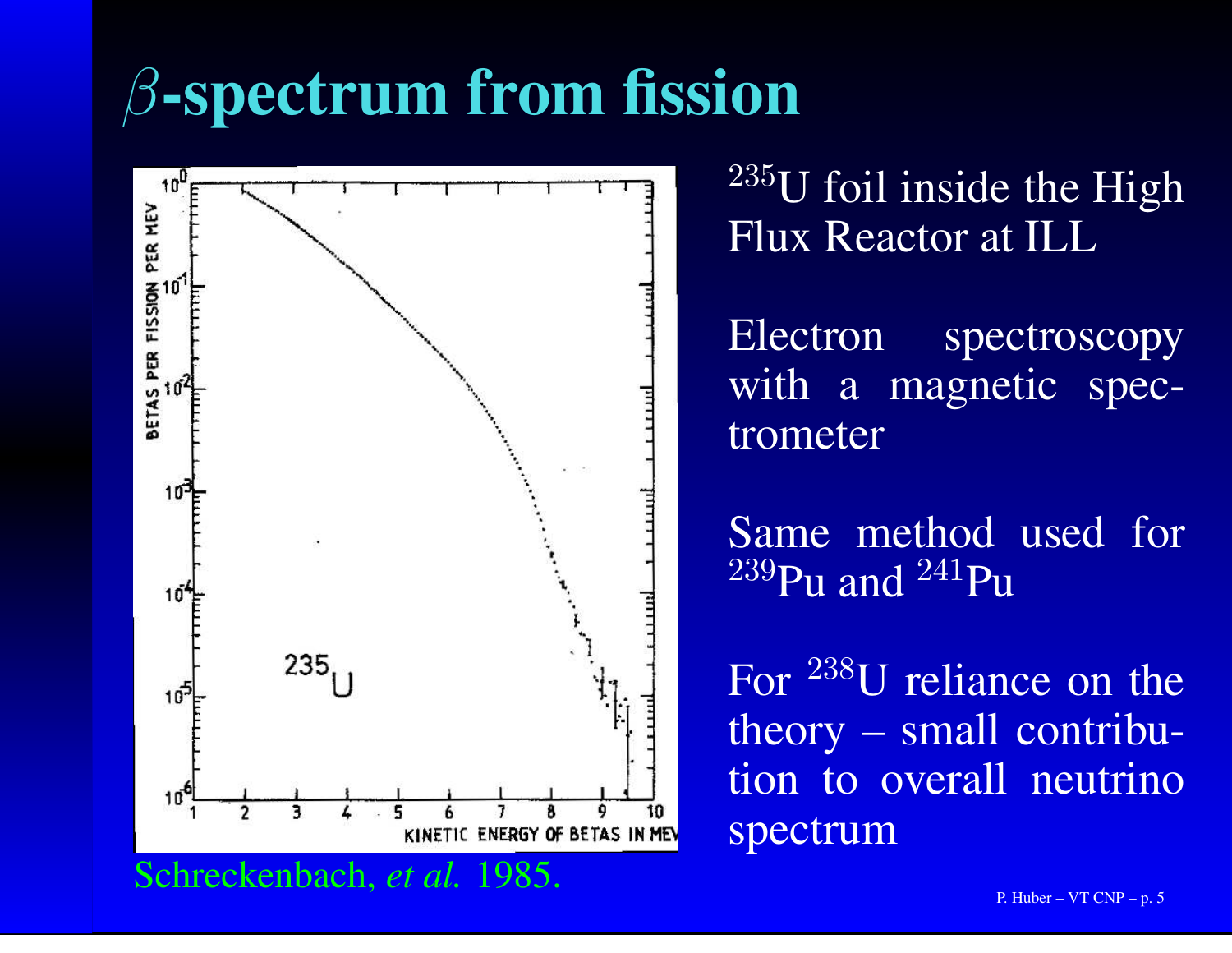# $\beta$-spectrum from fission

Schreckenbach, *et al.* 1985.

$^{235}$U foil inside the High Flux Reactor at ILL

Electron spectroscopy with a magnetic spectrometer

Same method used for $^{239}$Pu and $^{241}$Pu

For $^{238}$U reliance on the theory – small contribution to overall neutrino spectrum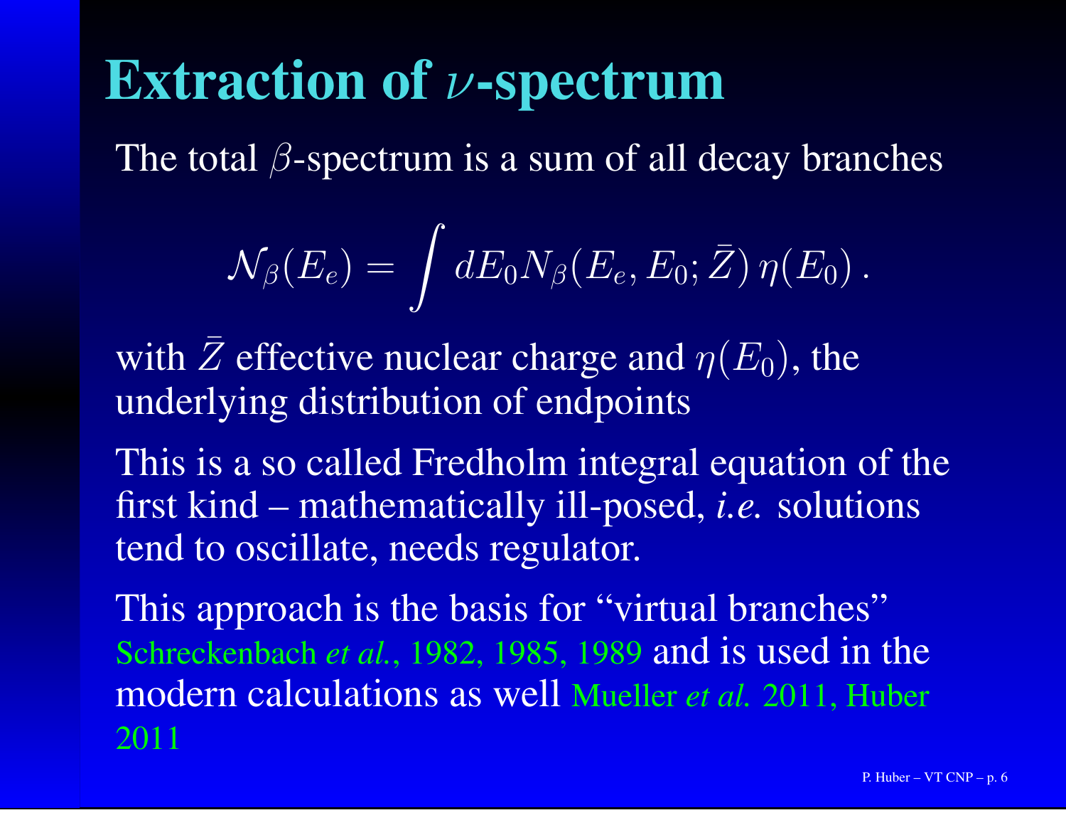# Extraction of $\nu$-spectrum

The total $\beta$-spectrum is a sum of all decay branches

$$\mathcal{N}_\beta(E_e) = \int dE_0 N_\beta(E_e, E_0; \bar{Z})\, \eta(E_0)\,.$$

with $\bar{Z}$ effective nuclear charge and $\eta(E_0)$, the underlying distribution of endpoints

This is a so called Fredholm integral equation of the first kind – mathematically ill-posed, *i.e.* solutions tend to oscillate, needs regulator.

This approach is the basis for "virtual branches" Schreckenbach *et al.*, 1982, 1985, 1989 and is used in the modern calculations as well Mueller *et al.* 2011, Huber 2011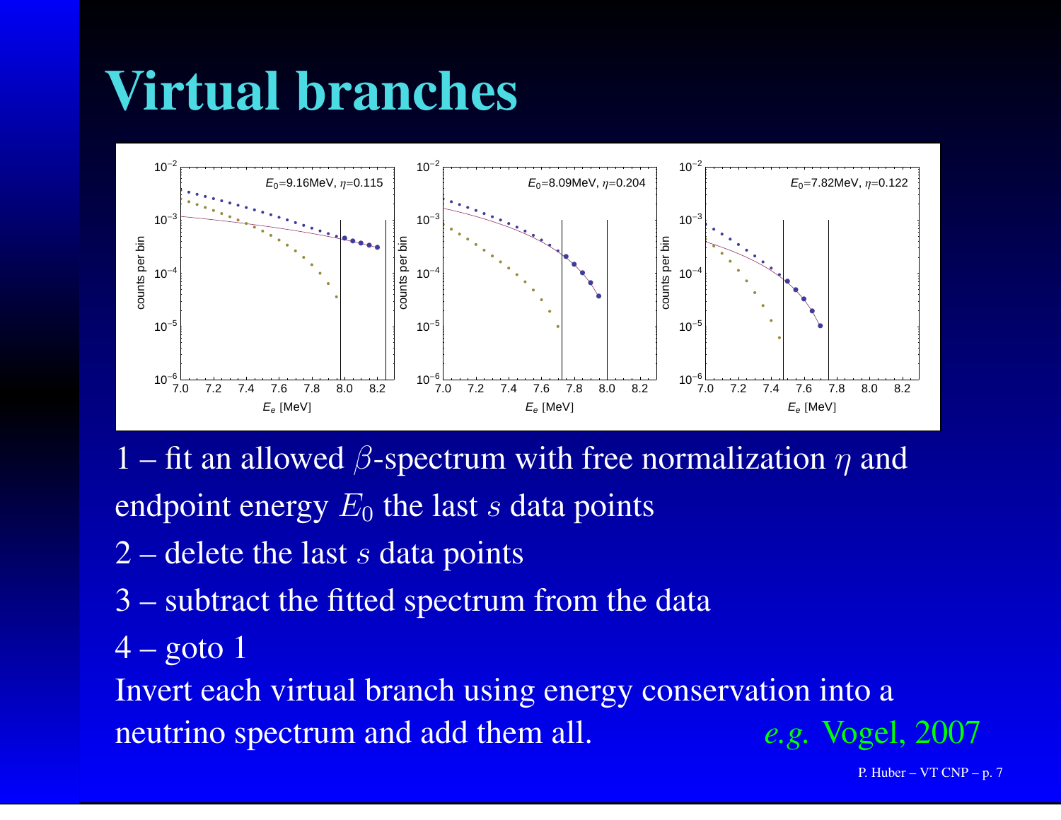# Virtual branches

1 – fit an allowed $\beta$-spectrum with free normalization $\eta$ and endpoint energy $E_0$ the last $s$ data points

2 – delete the last $s$ data points

3 – subtract the fitted spectrum from the data

4 – goto 1

Invert each virtual branch using energy conservation into a neutrino spectrum and add them all. *e.g.* Vogel, 2007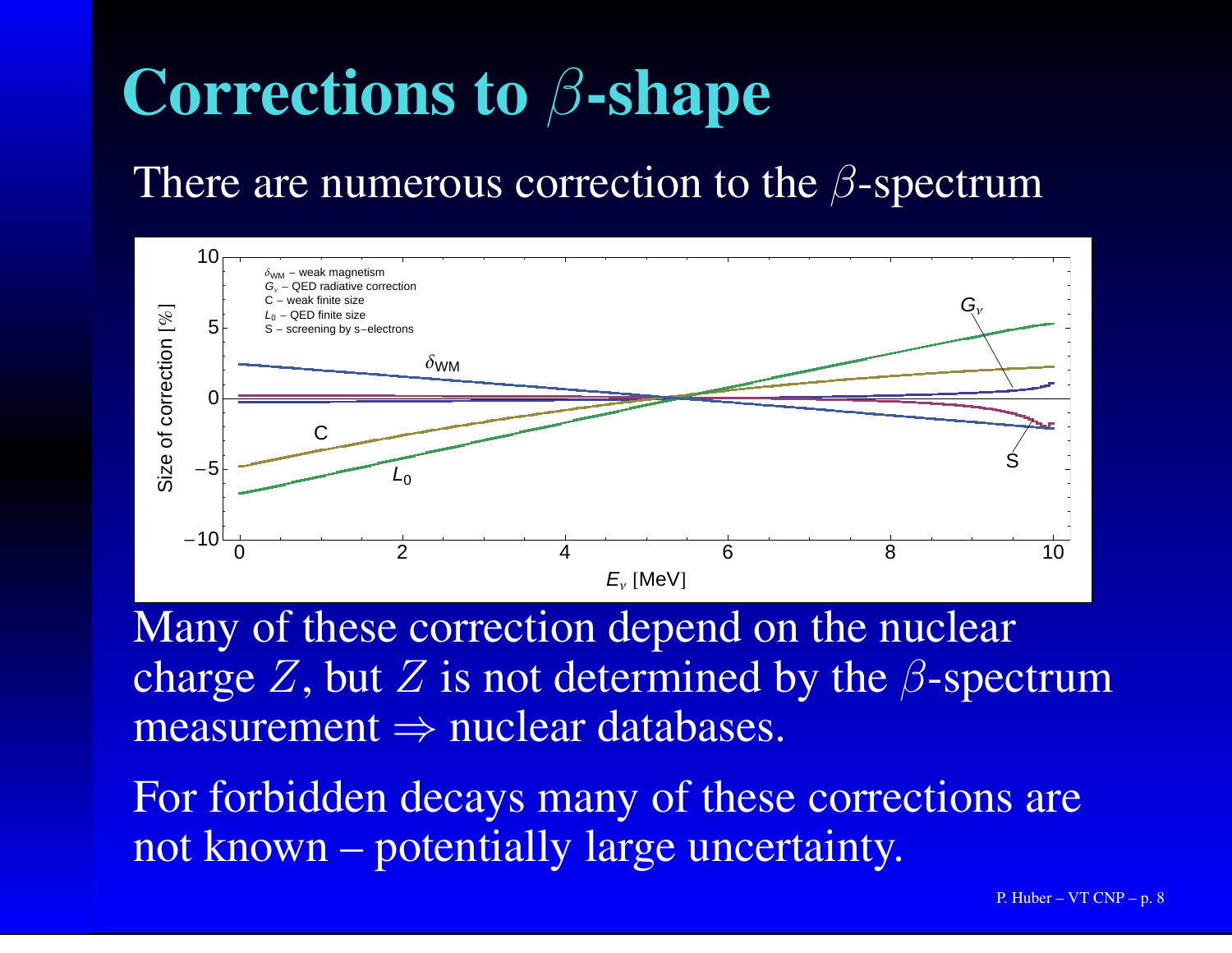# Corrections to $\beta$-shape

There are numerous correction to the $\beta$-spectrum

Many of these correction depend on the nuclear charge $Z$, but $Z$ is not determined by the $\beta$-spectrum measurement $\Rightarrow$ nuclear databases.

For forbidden decays many of these corrections are not known – potentially large uncertainty.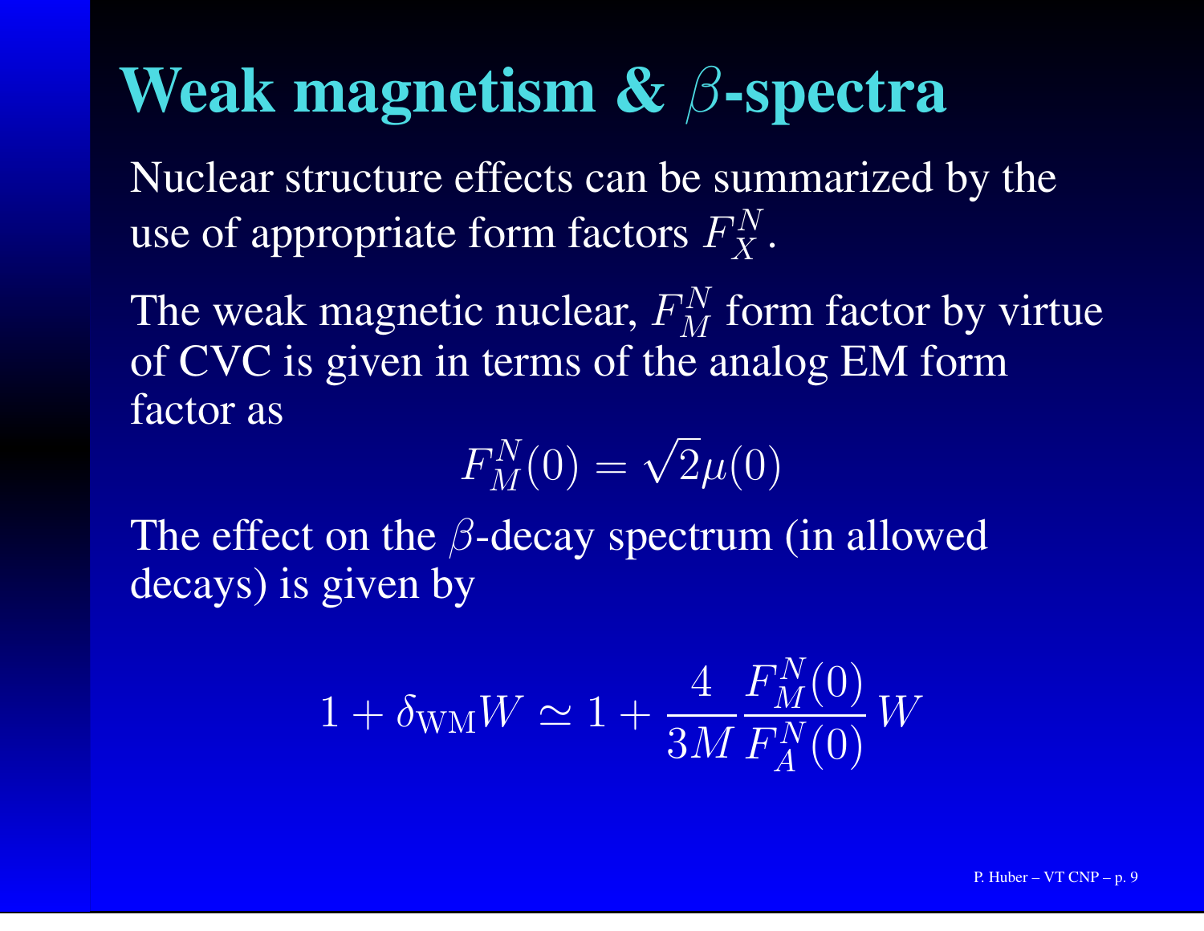# Weak magnetism & $\beta$-spectra

Nuclear structure effects can be summarized by the use of appropriate form factors $F_X^N$.

The weak magnetic nuclear, $F_M^N$ form factor by virtue of CVC is given in terms of the analog EM form factor as

$$F_M^N(0) = \sqrt{2}\mu(0)$$

The effect on the $\beta$-decay spectrum (in allowed decays) is given by

$$1 + \delta_{\mathrm{WM}} W \simeq 1 + \frac{4}{3M} \frac{F_M^N(0)}{F_A^N(0)} W$$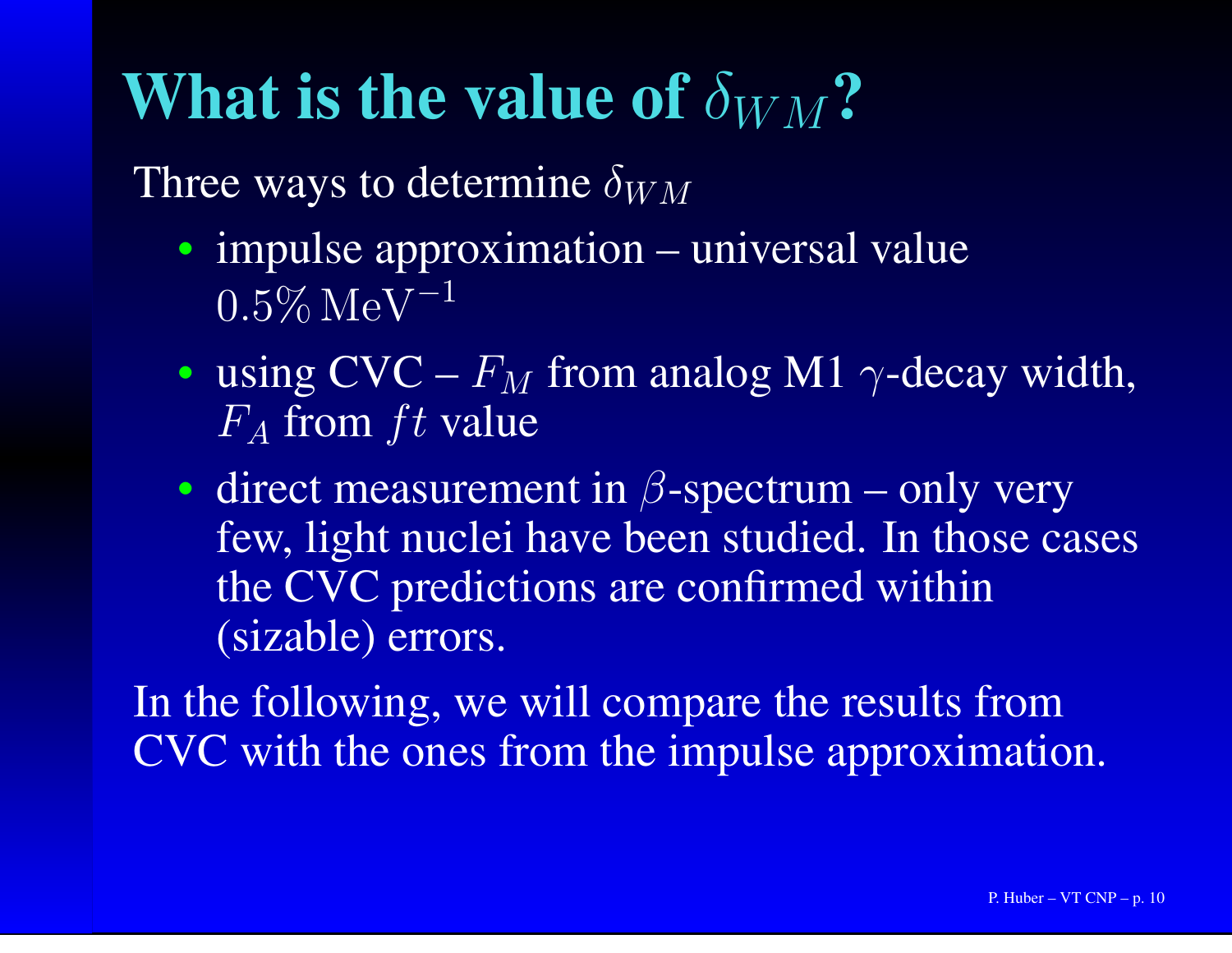# What is the value of $\delta_{WM}$?

Three ways to determine $\delta_{WM}$

- impulse approximation – universal value $0.5\%\,\mathrm{MeV}^{-1}$
- using CVC – $F_M$ from analog M1 $\gamma$-decay width, $F_A$ from $ft$ value
- direct measurement in $\beta$-spectrum – only very few, light nuclei have been studied. In those cases the CVC predictions are confirmed within (sizable) errors.

In the following, we will compare the results from CVC with the ones from the impulse approximation.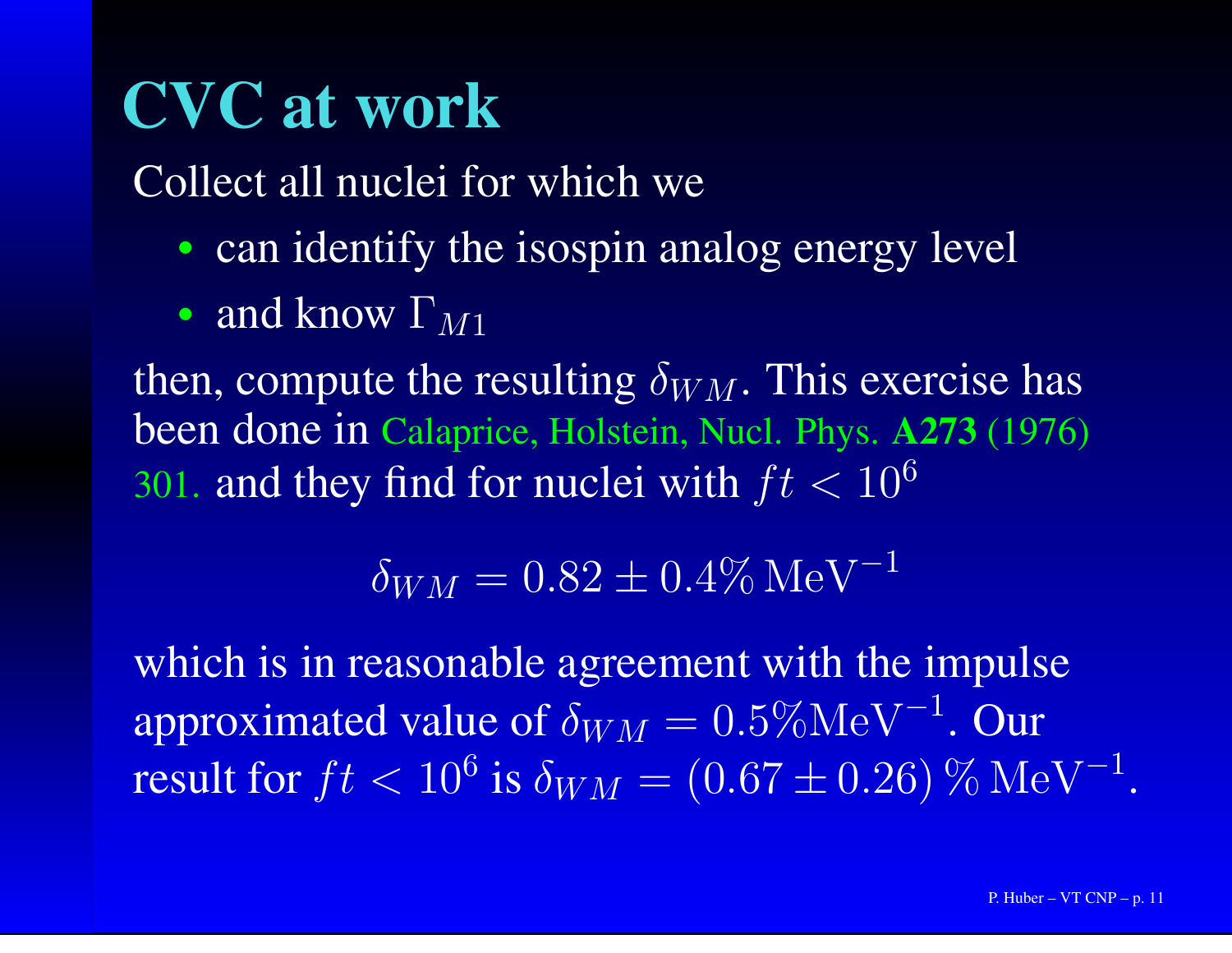# CVC at work

Collect all nuclei for which we

- can identify the isospin analog energy level
- and know $\Gamma_{M1}$

then, compute the resulting $\delta_{WM}$. This exercise has been done in Calaprice, Holstein, Nucl. Phys. **A273** (1976) 301. and they find for nuclei with $ft < 10^6$

$$\delta_{WM} = 0.82 \pm 0.4\% \, \mathrm{MeV}^{-1}$$

which is in reasonable agreement with the impulse approximated value of $\delta_{WM} = 0.5\% \mathrm{MeV}^{-1}$. Our result for $ft < 10^6$ is $\delta_{WM} = (0.67 \pm 0.26) \, \% \, \mathrm{MeV}^{-1}$.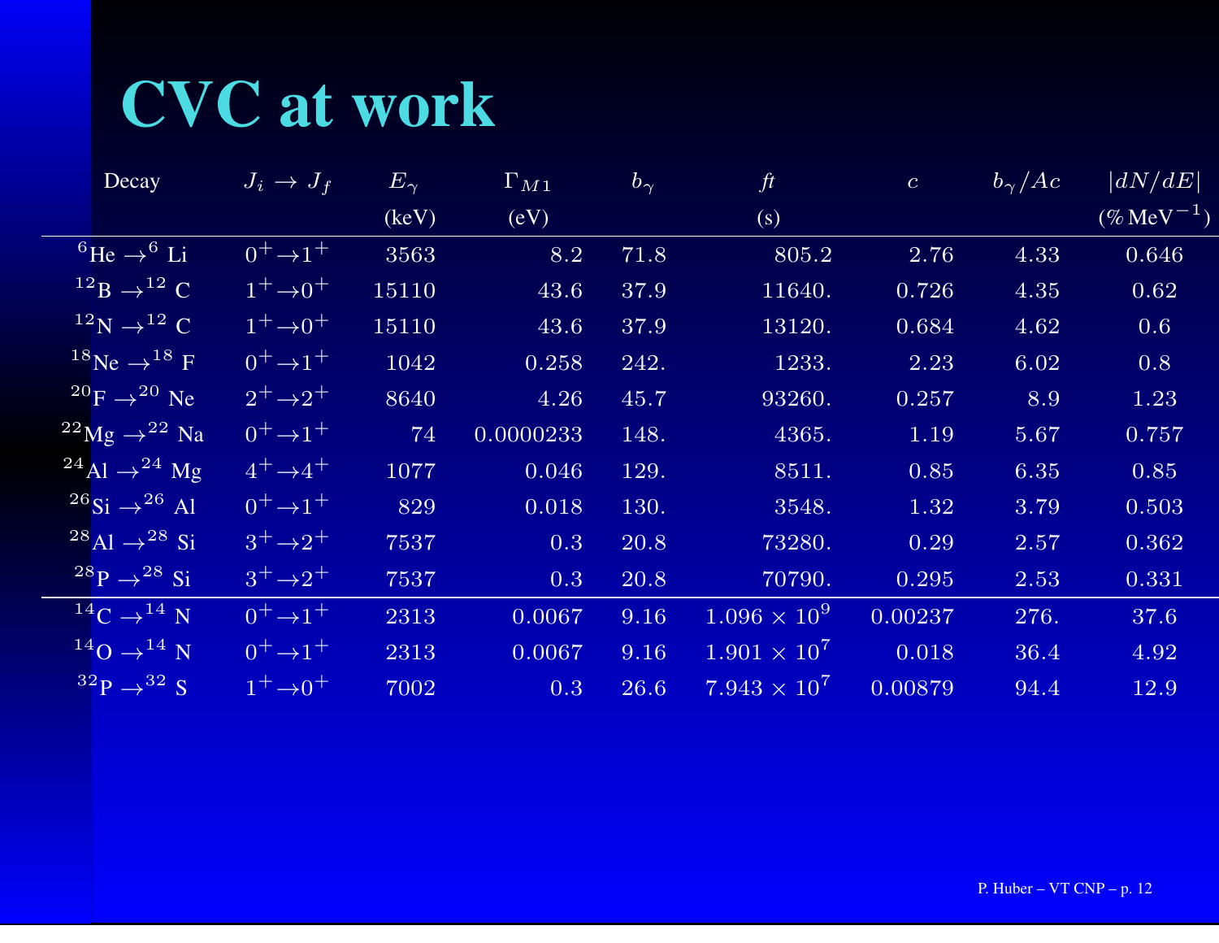# CVC at work

| Decay | $J_i \to J_f$ | $E_\gamma$ (keV) | $\Gamma_{M1}$ (eV) | $b_\gamma$ | $ft$ (s) | $c$ | $b_\gamma/Ac$ | $\|dN/dE\|$ (% $\mathrm{MeV}^{-1}$) |
|---|---|---|---|---|---|---|---|---|
| $^{6}$He $\to ^{6}$ Li | $0^+ \to 1^+$ | 3563 | 8.2 | 71.8 | 805.2 | 2.76 | 4.33 | 0.646 |
| $^{12}$B $\to ^{12}$ C | $1^+ \to 0^+$ | 15110 | 43.6 | 37.9 | 11640. | 0.726 | 4.35 | 0.62 |
| $^{12}$N $\to ^{12}$ C | $1^+ \to 0^+$ | 15110 | 43.6 | 37.9 | 13120. | 0.684 | 4.62 | 0.6 |
| $^{18}$Ne $\to ^{18}$ F | $0^+ \to 1^+$ | 1042 | 0.258 | 242. | 1233. | 2.23 | 6.02 | 0.8 |
| $^{20}$F $\to ^{20}$ Ne | $2^+ \to 2^+$ | 8640 | 4.26 | 45.7 | 93260. | 0.257 | 8.9 | 1.23 |
| $^{22}$Mg $\to ^{22}$ Na | $0^+ \to 1^+$ | 74 | 0.0000233 | 148. | 4365. | 1.19 | 5.67 | 0.757 |
| $^{24}$Al $\to ^{24}$ Mg | $4^+ \to 4^+$ | 1077 | 0.046 | 129. | 8511. | 0.85 | 6.35 | 0.85 |
| $^{26}$Si $\to ^{26}$ Al | $0^+ \to 1^+$ | 829 | 0.018 | 130. | 3548. | 1.32 | 3.79 | 0.503 |
| $^{28}$Al $\to ^{28}$ Si | $3^+ \to 2^+$ | 7537 | 0.3 | 20.8 | 73280. | 0.29 | 2.57 | 0.362 |
| $^{28}$P $\to ^{28}$ Si | $3^+ \to 2^+$ | 7537 | 0.3 | 20.8 | 70790. | 0.295 | 2.53 | 0.331 |
| $^{14}$C $\to ^{14}$ N | $0^+ \to 1^+$ | 2313 | 0.0067 | 9.16 | $1.096 \times 10^9$ | 0.00237 | 276. | 37.6 |
| $^{14}$O $\to ^{14}$ N | $0^+ \to 1^+$ | 2313 | 0.0067 | 9.16 | $1.901 \times 10^7$ | 0.018 | 36.4 | 4.92 |
| $^{32}$P $\to ^{32}$ S | $1^+ \to 0^+$ | 7002 | 0.3 | 26.6 | $7.943 \times 10^7$ | 0.00879 | 94.4 | 12.9 |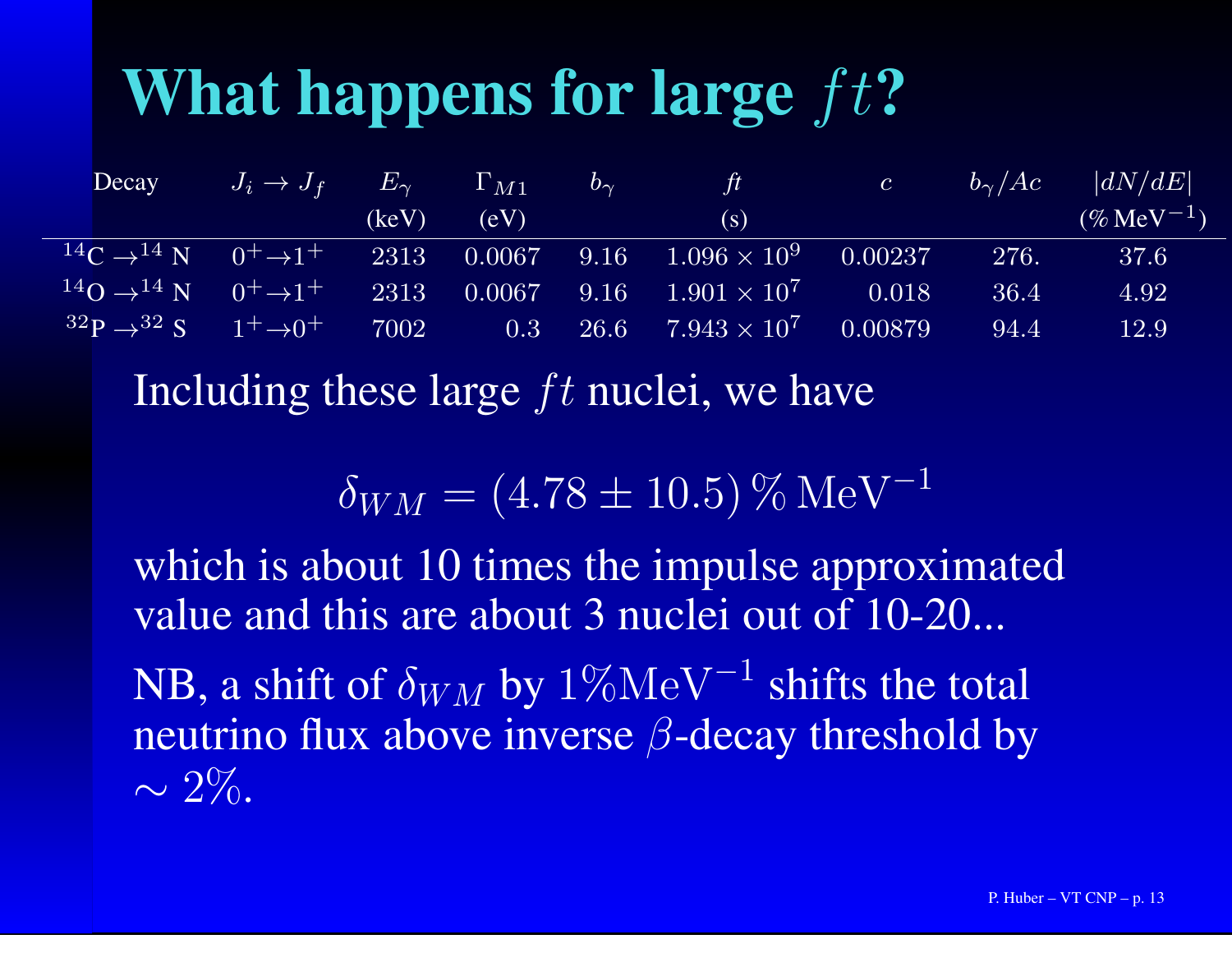# What happens for large $ft$?

| Decay | $J_i \to J_f$ | $E_\gamma$ (keV) | $\Gamma_{M1}$ (eV) | $b_\gamma$ | $ft$ (s) | $c$ | $b_\gamma/Ac$ | $\lvert dN/dE \rvert$ (% $\mathrm{MeV}^{-1}$) |
|---|---|---|---|---|---|---|---|---|
| $^{14}\mathrm{C} \to ^{14}\mathrm{N}$ | $0^+ \to 1^+$ | 2313 | 0.0067 | 9.16 | $1.096 \times 10^9$ | 0.00237 | 276. | 37.6 |
| $^{14}\mathrm{O} \to ^{14}\mathrm{N}$ | $0^+ \to 1^+$ | 2313 | 0.0067 | 9.16 | $1.901 \times 10^7$ | 0.018 | 36.4 | 4.92 |
| $^{32}\mathrm{P} \to ^{32}\mathrm{S}$ | $1^+ \to 0^+$ | 7002 | 0.3 | 26.6 | $7.943 \times 10^7$ | 0.00879 | 94.4 | 12.9 |

Including these large $ft$ nuclei, we have

$$\delta_{WM} = (4.78 \pm 10.5)\,\%\,\mathrm{MeV}^{-1}$$

which is about 10 times the impulse approximated value and this are about 3 nuclei out of 10-20...

NB, a shift of $\delta_{WM}$ by $1\%\mathrm{MeV}^{-1}$ shifts the total neutrino flux above inverse $\beta$-decay threshold by $\sim 2\%$.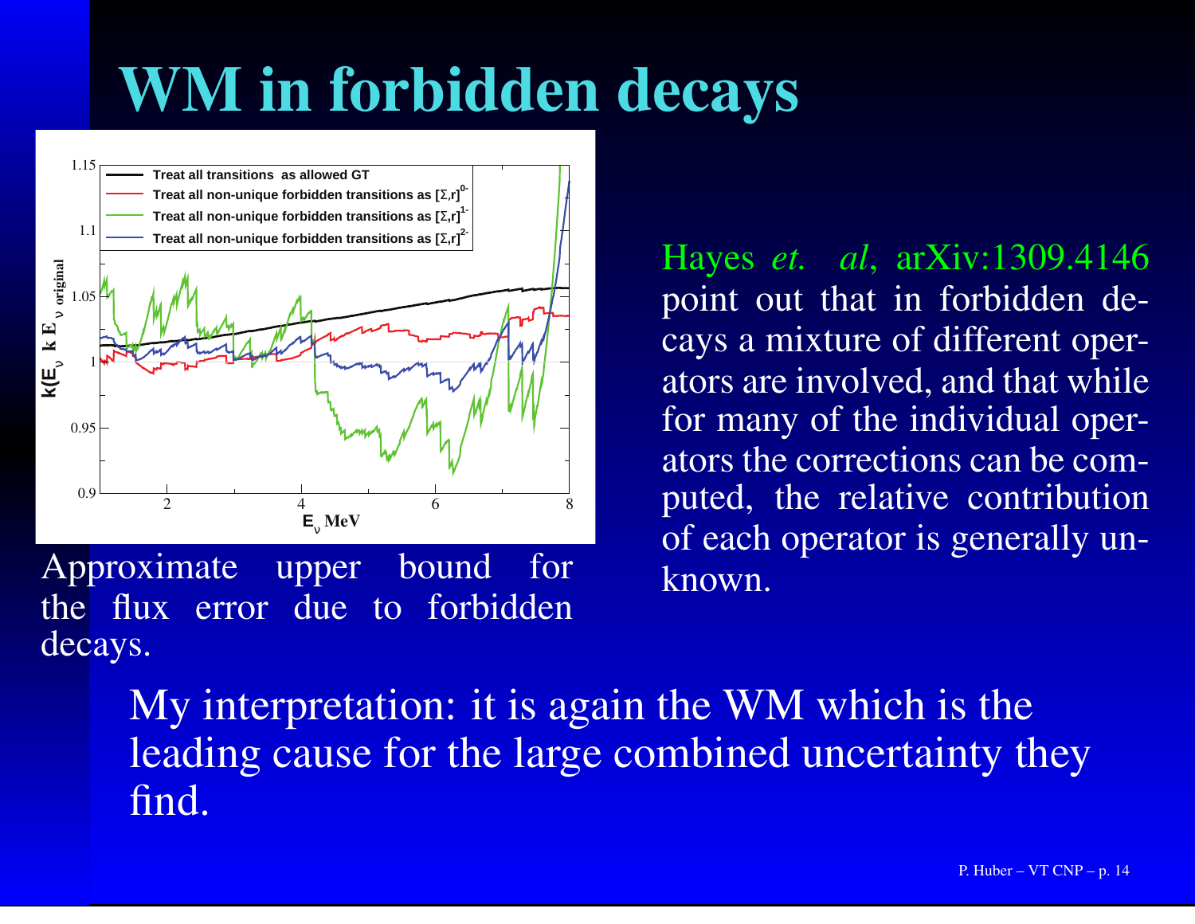# WM in forbidden decays

Approximate upper bound for the flux error due to forbidden decays.

Hayes *et. al*, arXiv:1309.4146 point out that in forbidden decays a mixture of different operators are involved, and that while for many of the individual operators the corrections can be computed, the relative contribution of each operator is generally unknown.

My interpretation: it is again the WM which is the leading cause for the large combined uncertainty they find.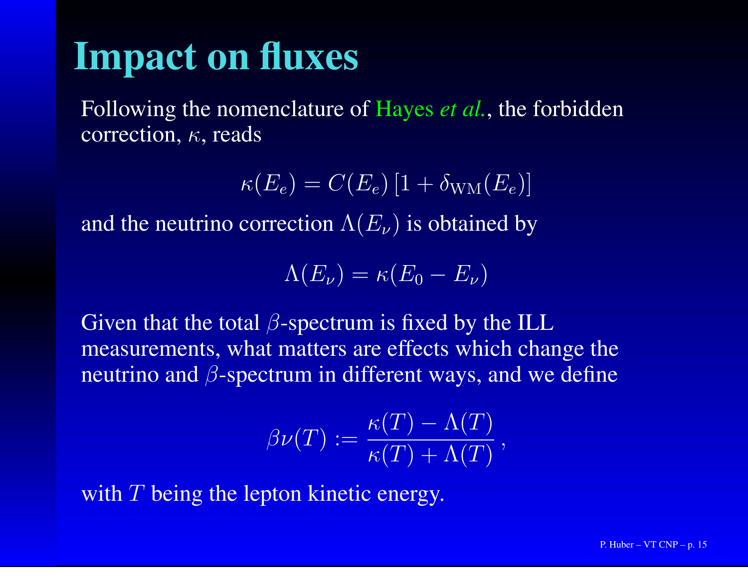# Impact on fluxes

Following the nomenclature of Hayes *et al.*, the forbidden correction, $\kappa$, reads

$$\kappa(E_e) = C(E_e)\left[1 + \delta_{\mathrm{WM}}(E_e)\right]$$

and the neutrino correction $\Lambda(E_\nu)$ is obtained by

$$\Lambda(E_\nu) = \kappa(E_0 - E_\nu)$$

Given that the total $\beta$-spectrum is fixed by the ILL measurements, what matters are effects which change the neutrino and $\beta$-spectrum in different ways, and we define

$$\beta\nu(T) := \frac{\kappa(T) - \Lambda(T)}{\kappa(T) + \Lambda(T)}\,,$$

with $T$ being the lepton kinetic energy.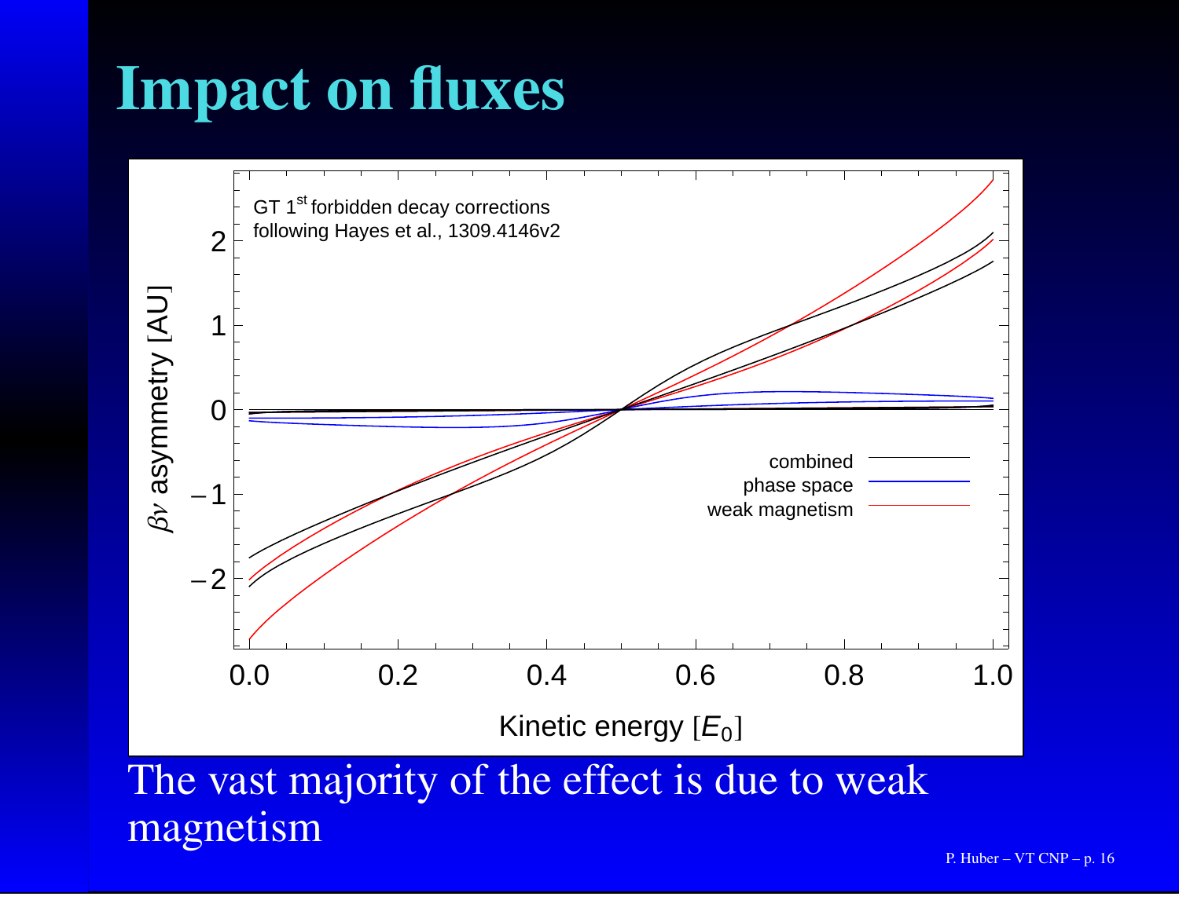# Impact on fluxes

The vast majority of the effect is due to weak magnetism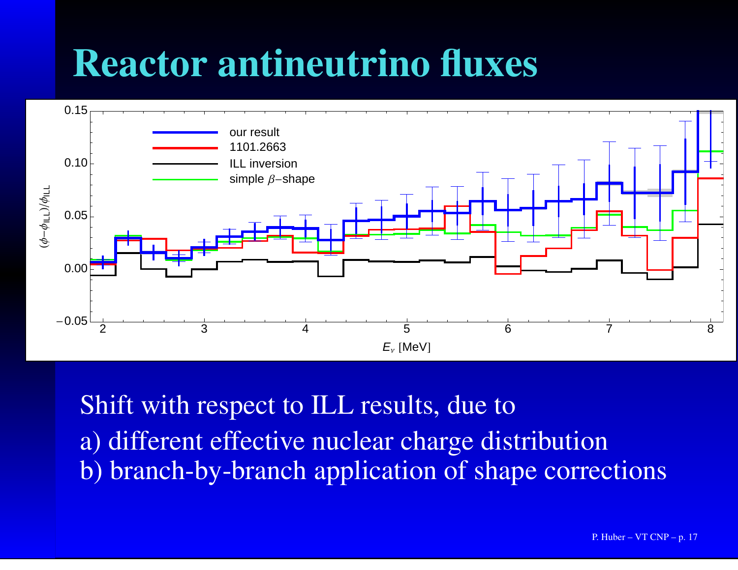# Reactor antineutrino fluxes

Shift with respect to ILL results, due to

a) different effective nuclear charge distribution

b) branch-by-branch application of shape corrections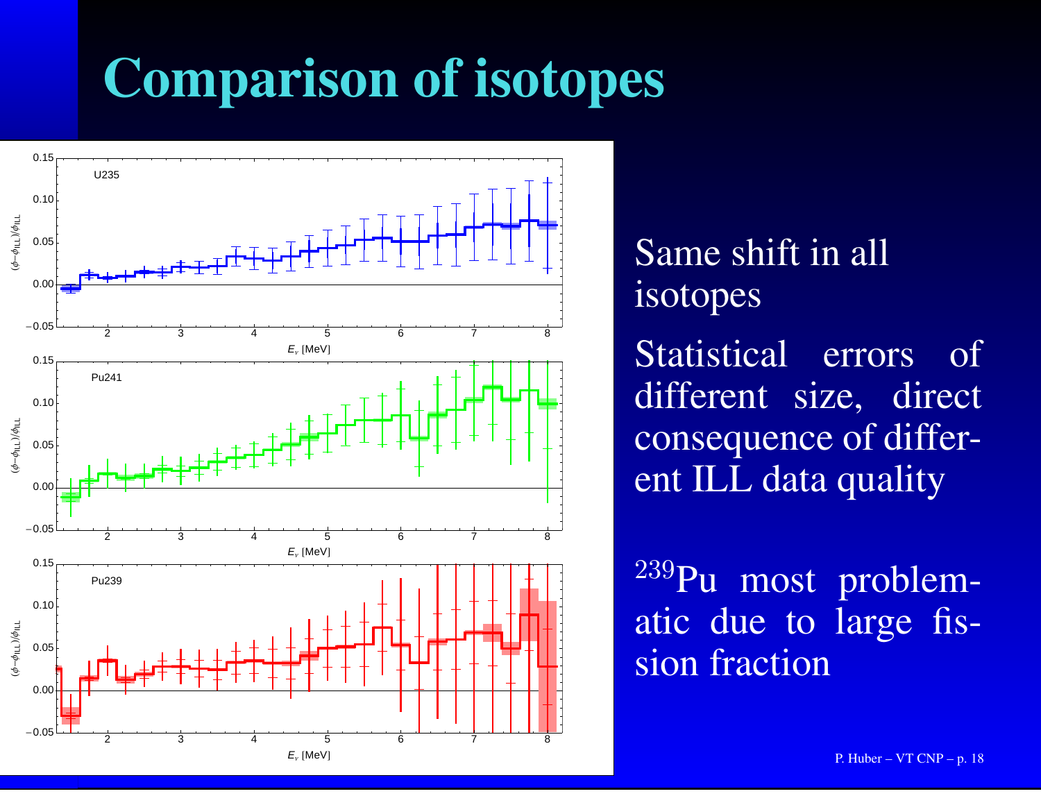# Comparison of isotopes

Same shift in all isotopes

Statistical errors of different size, direct consequence of different ILL data quality

$^{239}$Pu most problematic due to large fission fraction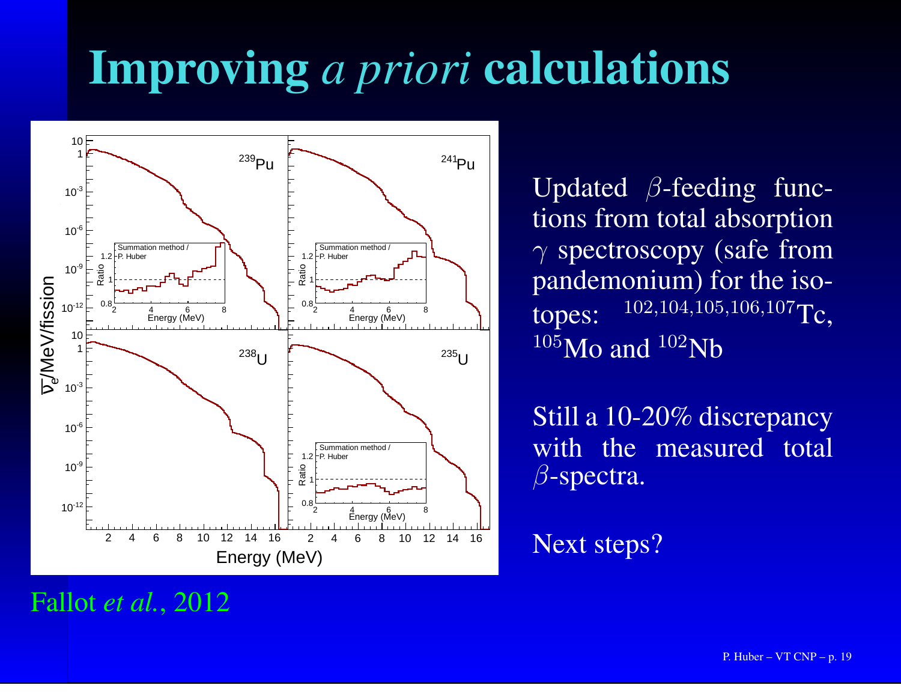# Improving *a priori* calculations

Fallot *et al.*, 2012

Updated $\beta$-feeding functions from total absorption $\gamma$ spectroscopy (safe from pandemonium) for the isotopes: $^{102,104,105,106,107}$Tc, $^{105}$Mo and $^{102}$Nb

Still a 10-20% discrepancy with the measured total $\beta$-spectra.

Next steps?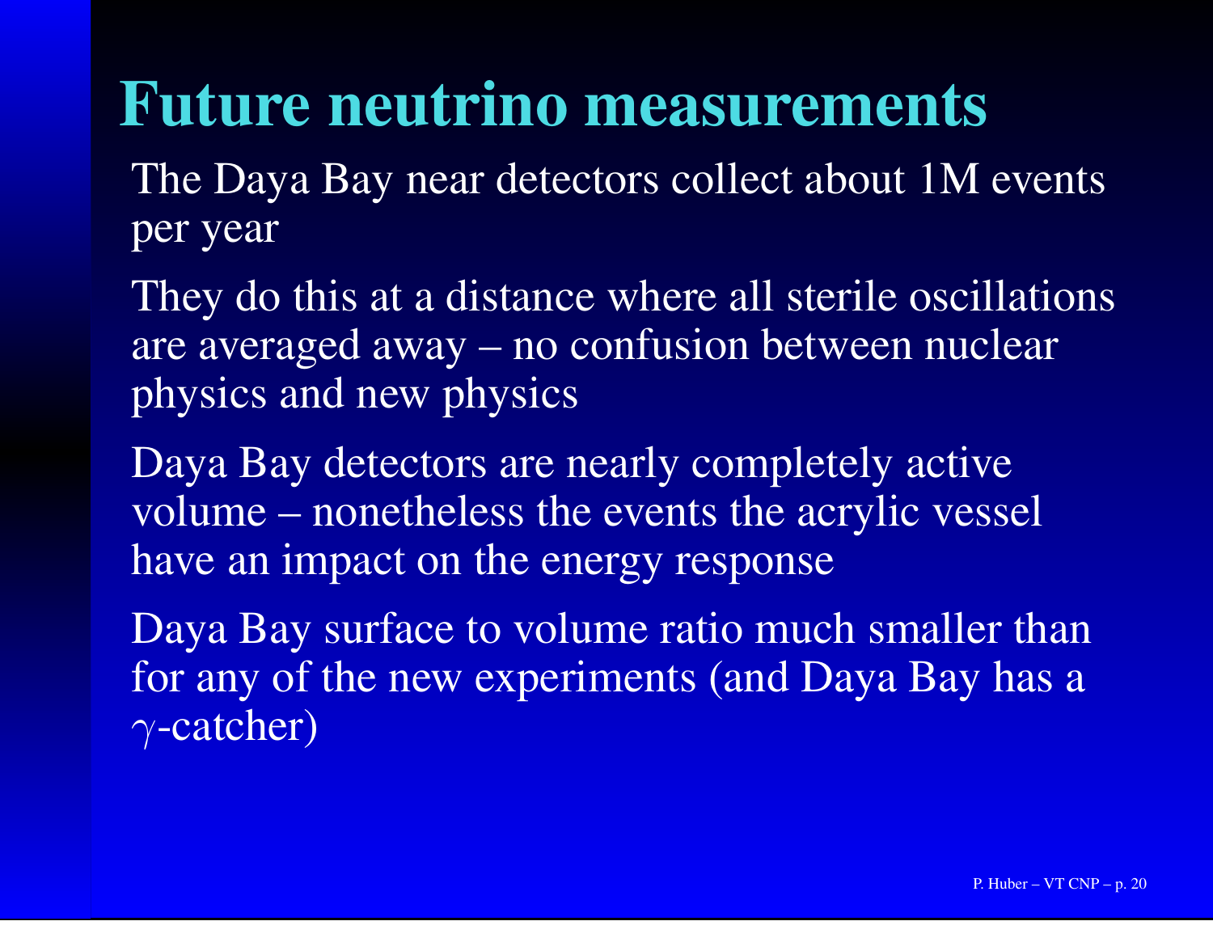# Future neutrino measurements

The Daya Bay near detectors collect about 1M events per year

They do this at a distance where all sterile oscillations are averaged away – no confusion between nuclear physics and new physics

Daya Bay detectors are nearly completely active volume – nonetheless the events the acrylic vessel have an impact on the energy response

Daya Bay surface to volume ratio much smaller than for any of the new experiments (and Daya Bay has a $\gamma$-catcher)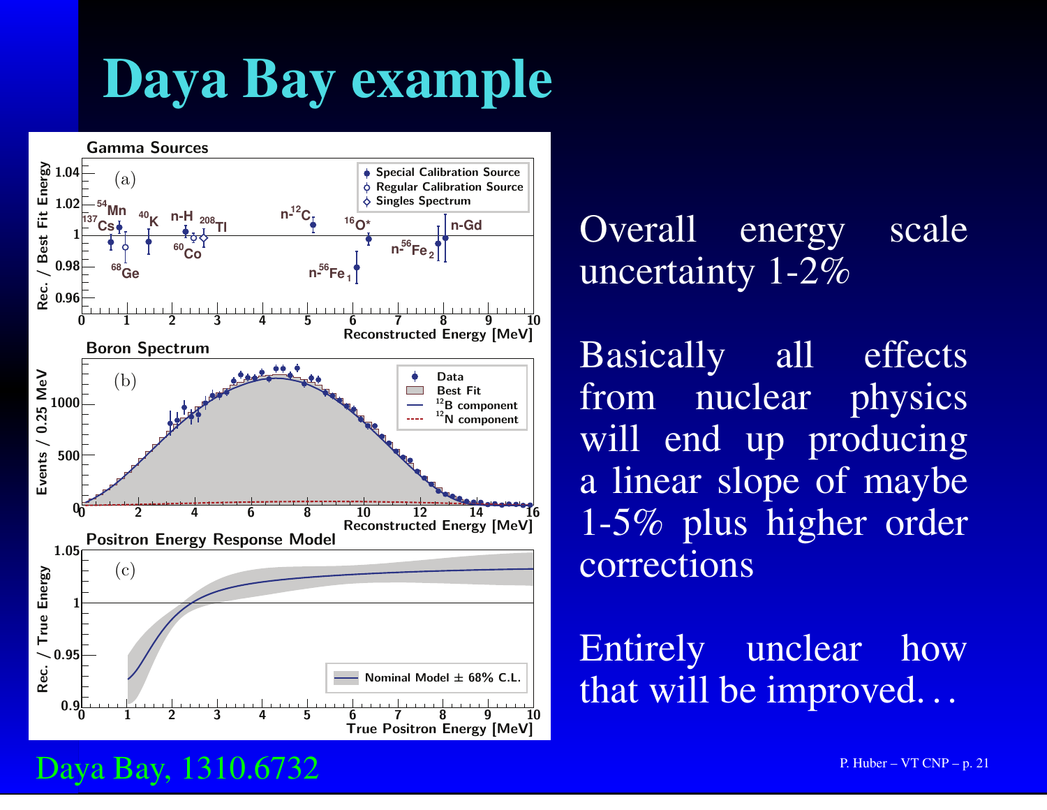# Daya Bay example

Overall energy scale uncertainty 1-2%

Basically all effects from nuclear physics will end up producing a linear slope of maybe 1-5% plus higher order corrections

Entirely unclear how that will be improved...

Daya Bay, 1310.6732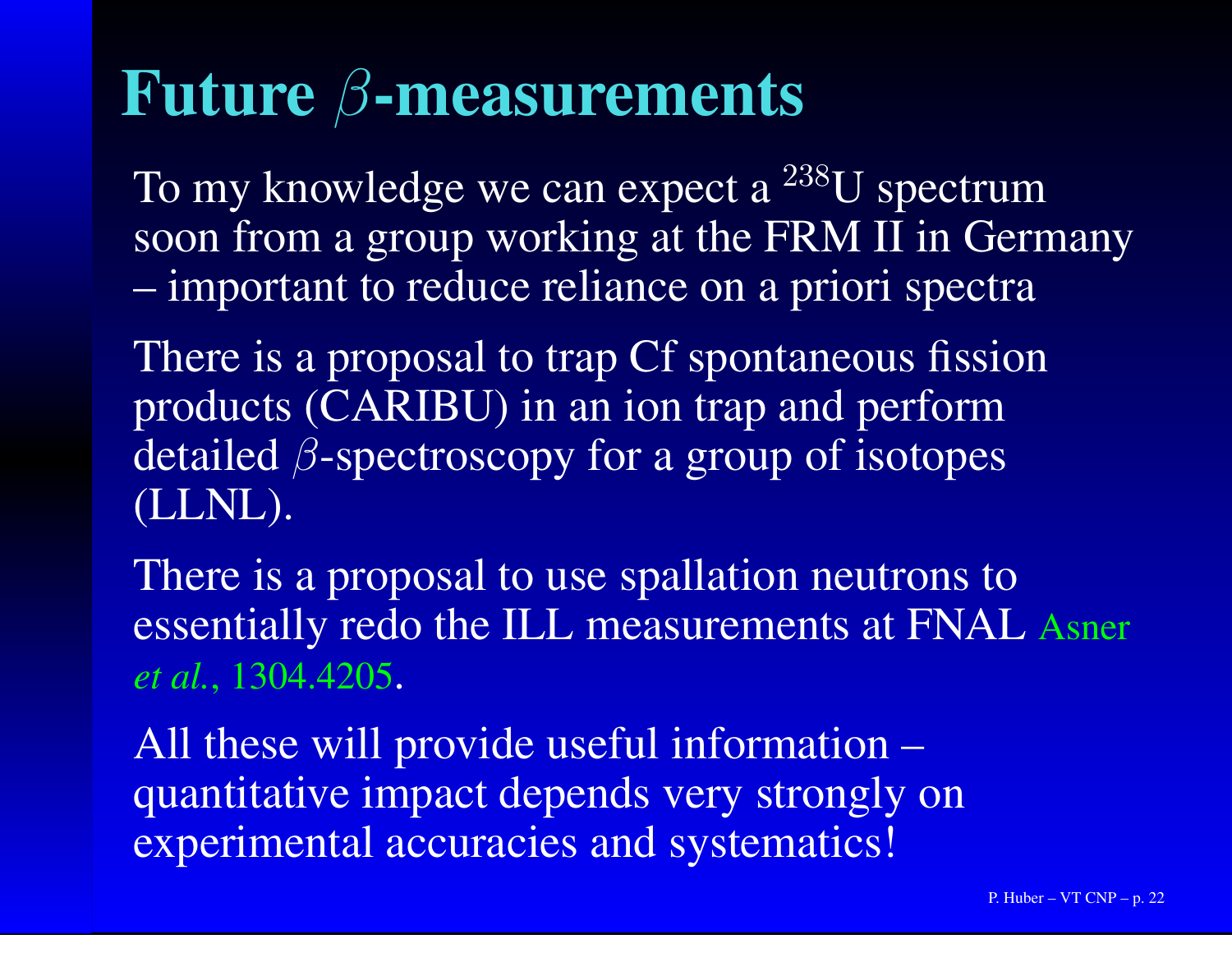# Future $\beta$-measurements

To my knowledge we can expect a $^{238}$U spectrum soon from a group working at the FRM II in Germany – important to reduce reliance on a priori spectra

There is a proposal to trap Cf spontaneous fission products (CARIBU) in an ion trap and perform detailed $\beta$-spectroscopy for a group of isotopes (LLNL).

There is a proposal to use spallation neutrons to essentially redo the ILL measurements at FNAL Asner *et al.*, 1304.4205.

All these will provide useful information – quantitative impact depends very strongly on experimental accuracies and systematics!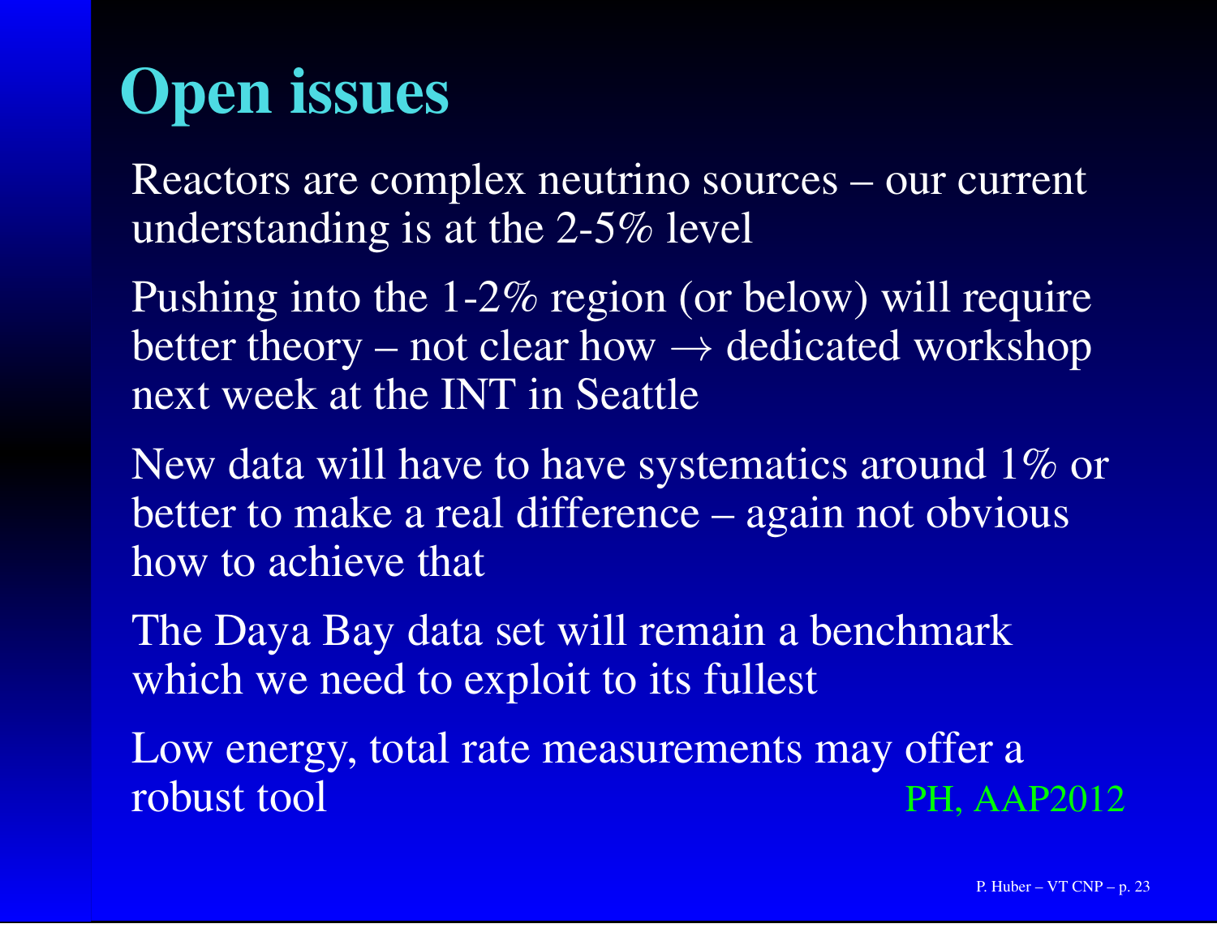# Open issues

Reactors are complex neutrino sources – our current understanding is at the 2-5% level

Pushing into the 1-2% region (or below) will require better theory – not clear how $\rightarrow$ dedicated workshop next week at the INT in Seattle

New data will have to have systematics around 1% or better to make a real difference – again not obvious how to achieve that

The Daya Bay data set will remain a benchmark which we need to exploit to its fullest

Low energy, total rate measurements may offer a robust tool PH, AAP2012